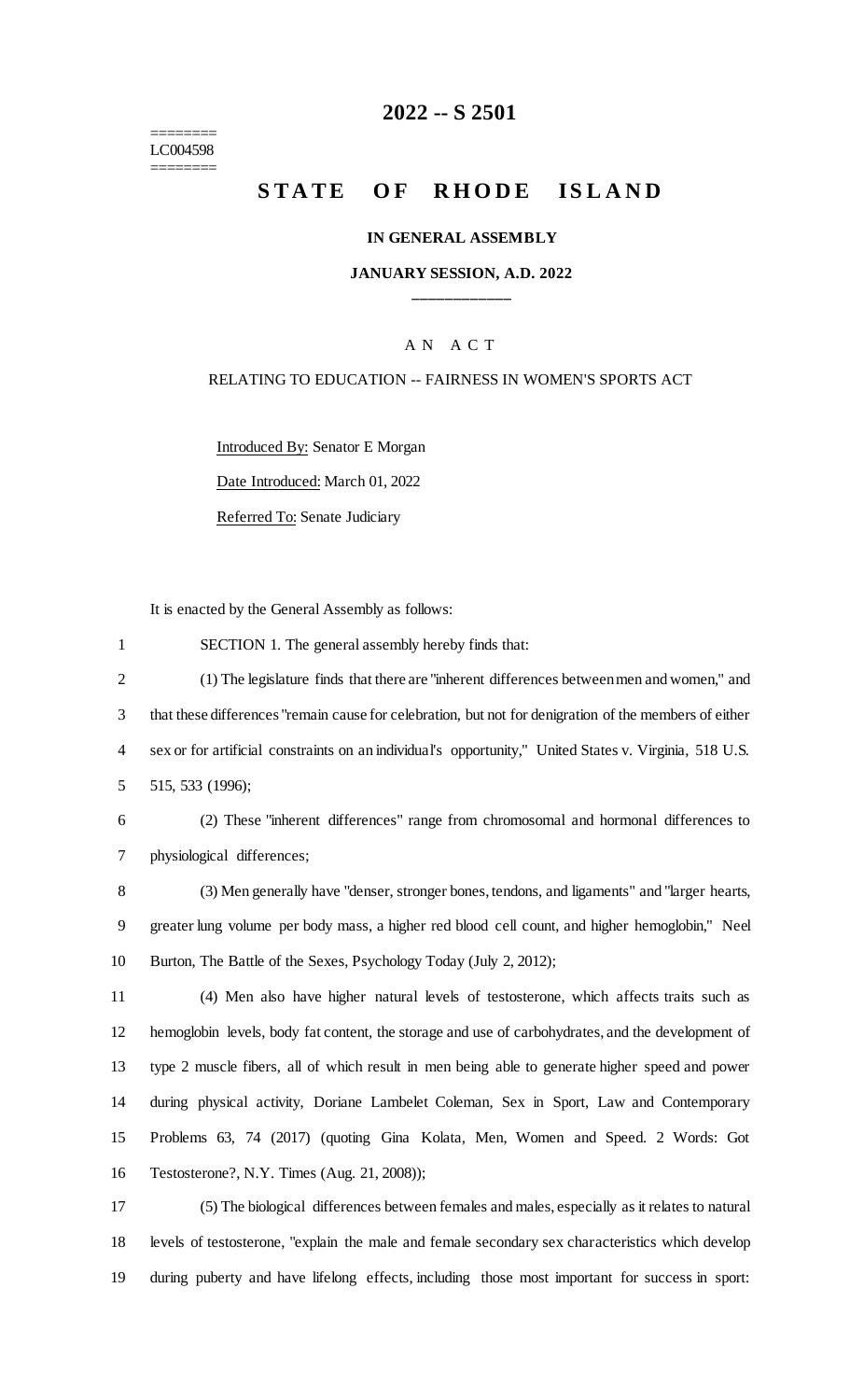# 2022 -- S 2501

========
LC004598
========

## STATE OF RHODE ISLAND

**IN GENERAL ASSEMBLY**

**JANUARY SESSION, A.D. 2022**

____________

A N A C T

RELATING TO EDUCATION -- FAIRNESS IN WOMEN'S SPORTS ACT

Introduced By: Senator E Morgan

Date Introduced: March 01, 2022

Referred To: Senate Judiciary

It is enacted by the General Assembly as follows:

1 SECTION 1. The general assembly hereby finds that:

2 (1) The legislature finds that there are "inherent differences between men and women," and
3 that these differences "remain cause for celebration, but not for denigration of the members of either
4 sex or for artificial constraints on an individual's opportunity," United States v. Virginia, 518 U.S.
5 515, 533 (1996);

6 (2) These "inherent differences" range from chromosomal and hormonal differences to
7 physiological differences;

8 (3) Men generally have "denser, stronger bones, tendons, and ligaments" and "larger hearts,
9 greater lung volume per body mass, a higher red blood cell count, and higher hemoglobin," Neel
10 Burton, The Battle of the Sexes, Psychology Today (July 2, 2012);

11 (4) Men also have higher natural levels of testosterone, which affects traits such as
12 hemoglobin levels, body fat content, the storage and use of carbohydrates, and the development of
13 type 2 muscle fibers, all of which result in men being able to generate higher speed and power
14 during physical activity, Doriane Lambelet Coleman, Sex in Sport, Law and Contemporary
15 Problems 63, 74 (2017) (quoting Gina Kolata, Men, Women and Speed. 2 Words: Got
16 Testosterone?, N.Y. Times (Aug. 21, 2008));

17 (5) The biological differences between females and males, especially as it relates to natural
18 levels of testosterone, "explain the male and female secondary sex characteristics which develop
19 during puberty and have lifelong effects, including those most important for success in sport: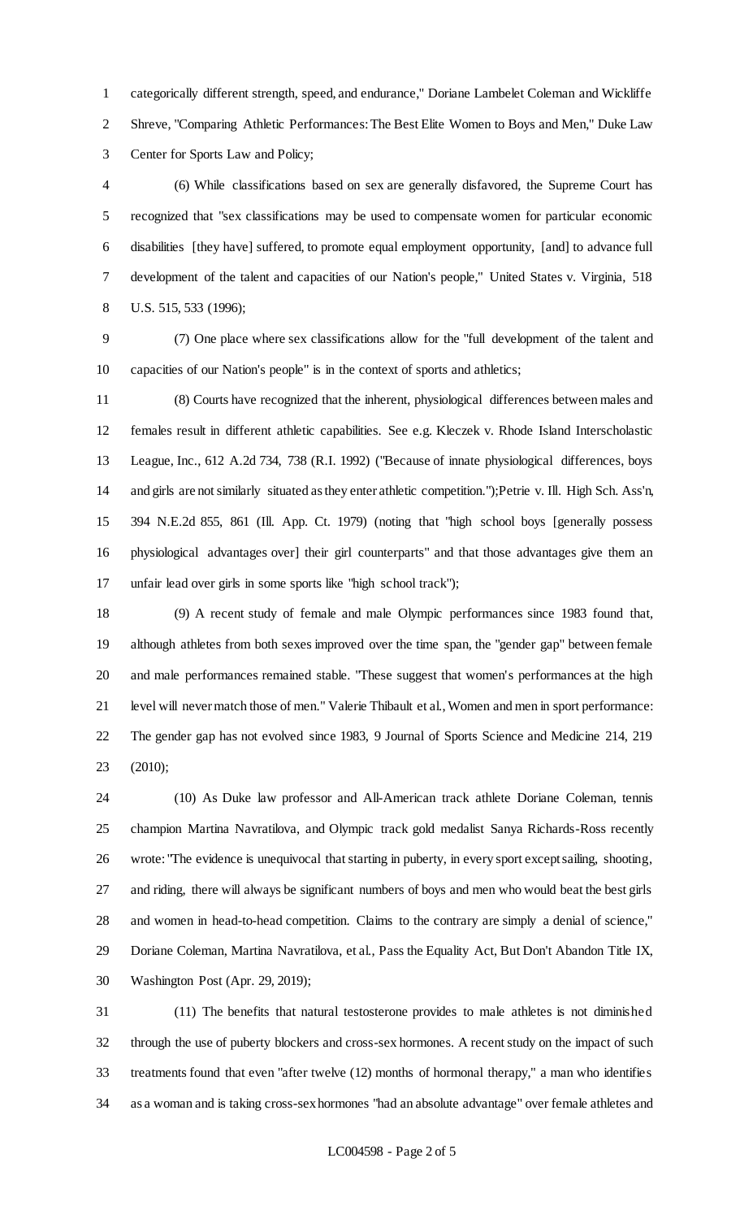categorically different strength, speed, and endurance," Doriane Lambelet Coleman and Wickliffe Shreve, "Comparing Athletic Performances: The Best Elite Women to Boys and Men," Duke Law Center for Sports Law and Policy;

(6) While classifications based on sex are generally disfavored, the Supreme Court has recognized that "sex classifications may be used to compensate women for particular economic disabilities [they have] suffered, to promote equal employment opportunity, [and] to advance full development of the talent and capacities of our Nation's people," United States v. Virginia, 518 U.S. 515, 533 (1996);

(7) One place where sex classifications allow for the "full development of the talent and capacities of our Nation's people" is in the context of sports and athletics;

(8) Courts have recognized that the inherent, physiological differences between males and females result in different athletic capabilities. See e.g. Kleczek v. Rhode Island Interscholastic League, Inc., 612 A.2d 734, 738 (R.I. 1992) ("Because of innate physiological differences, boys and girls are not similarly situated as they enter athletic competition.");Petrie v. Ill. High Sch. Ass'n, 394 N.E.2d 855, 861 (Ill. App. Ct. 1979) (noting that "high school boys [generally possess physiological advantages over] their girl counterparts" and that those advantages give them an unfair lead over girls in some sports like "high school track");

(9) A recent study of female and male Olympic performances since 1983 found that, although athletes from both sexes improved over the time span, the "gender gap" between female and male performances remained stable. "These suggest that women's performances at the high level will never match those of men." Valerie Thibault et al., Women and men in sport performance: The gender gap has not evolved since 1983, 9 Journal of Sports Science and Medicine 214, 219 (2010);

(10) As Duke law professor and All-American track athlete Doriane Coleman, tennis champion Martina Navratilova, and Olympic track gold medalist Sanya Richards-Ross recently wrote: "The evidence is unequivocal that starting in puberty, in every sport except sailing, shooting, and riding, there will always be significant numbers of boys and men who would beat the best girls and women in head-to-head competition. Claims to the contrary are simply a denial of science," Doriane Coleman, Martina Navratilova, et al., Pass the Equality Act, But Don't Abandon Title IX, Washington Post (Apr. 29, 2019);

(11) The benefits that natural testosterone provides to male athletes is not diminished through the use of puberty blockers and cross-sex hormones. A recent study on the impact of such treatments found that even "after twelve (12) months of hormonal therapy," a man who identifies as a woman and is taking cross-sex hormones "had an absolute advantage" over female athletes and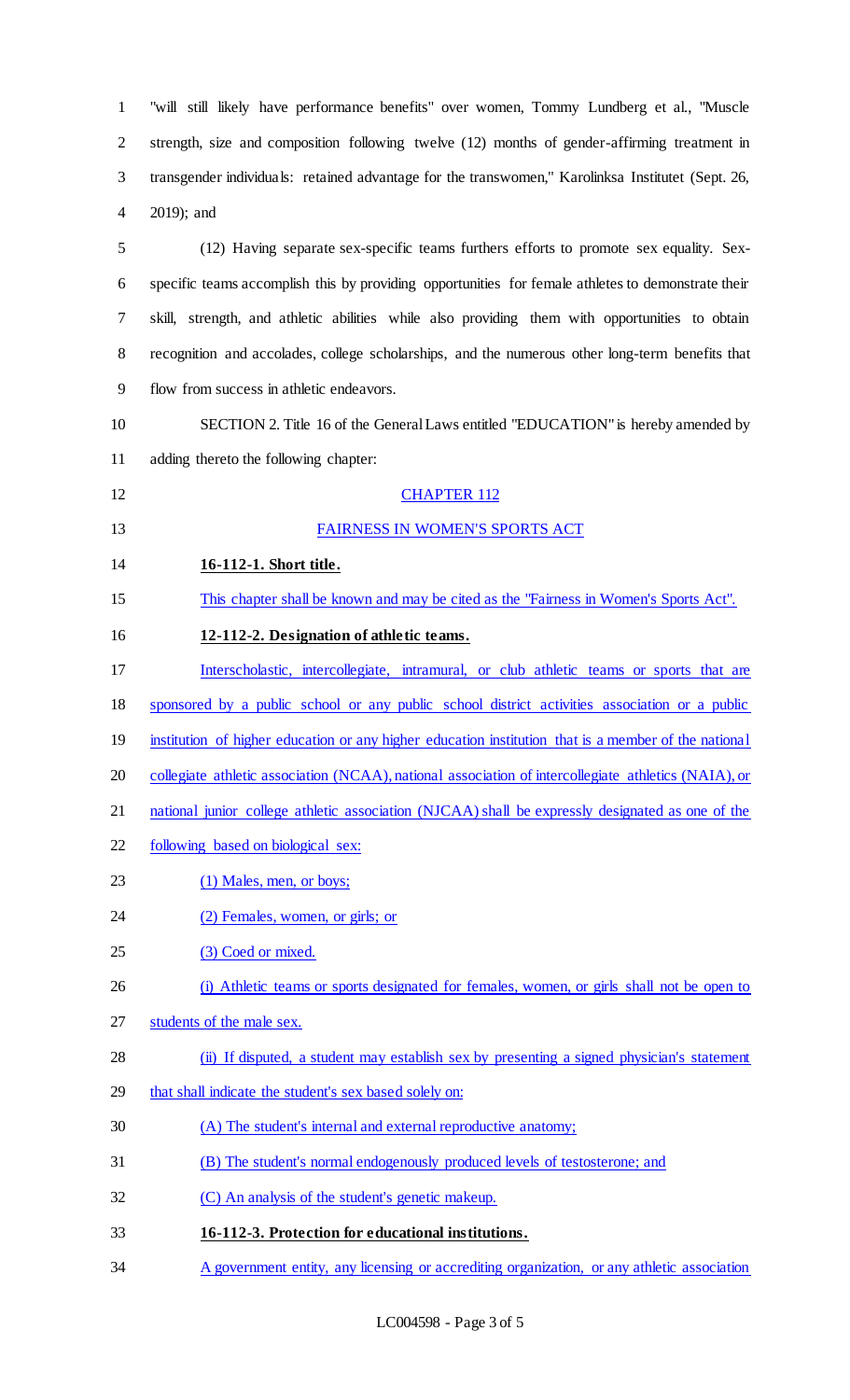"will still likely have performance benefits" over women, Tommy Lundberg et al., "Muscle strength, size and composition following twelve (12) months of gender-affirming treatment in transgender individuals: retained advantage for the transwomen," Karolinksa Institutet (Sept. 26, 2019); and

(12) Having separate sex-specific teams furthers efforts to promote sex equality. Sex-specific teams accomplish this by providing opportunities for female athletes to demonstrate their skill, strength, and athletic abilities while also providing them with opportunities to obtain recognition and accolades, college scholarships, and the numerous other long-term benefits that flow from success in athletic endeavors.

SECTION 2. Title 16 of the General Laws entitled "EDUCATION" is hereby amended by adding thereto the following chapter:

CHAPTER 112

FAIRNESS IN WOMEN'S SPORTS ACT

**16-112-1. Short title.**

This chapter shall be known and may be cited as the "Fairness in Women's Sports Act".

**12-112-2. Designation of athletic teams.**

Interscholastic, intercollegiate, intramural, or club athletic teams or sports that are sponsored by a public school or any public school district activities association or a public institution of higher education or any higher education institution that is a member of the national collegiate athletic association (NCAA), national association of intercollegiate athletics (NAIA), or national junior college athletic association (NJCAA) shall be expressly designated as one of the following based on biological sex:

(1) Males, men, or boys;

(2) Females, women, or girls; or

(3) Coed or mixed.

(i) Athletic teams or sports designated for females, women, or girls shall not be open to students of the male sex.

(ii) If disputed, a student may establish sex by presenting a signed physician's statement that shall indicate the student's sex based solely on:

(A) The student's internal and external reproductive anatomy;

(B) The student's normal endogenously produced levels of testosterone; and

(C) An analysis of the student's genetic makeup.

**16-112-3. Protection for educational institutions.**

A government entity, any licensing or accrediting organization, or any athletic association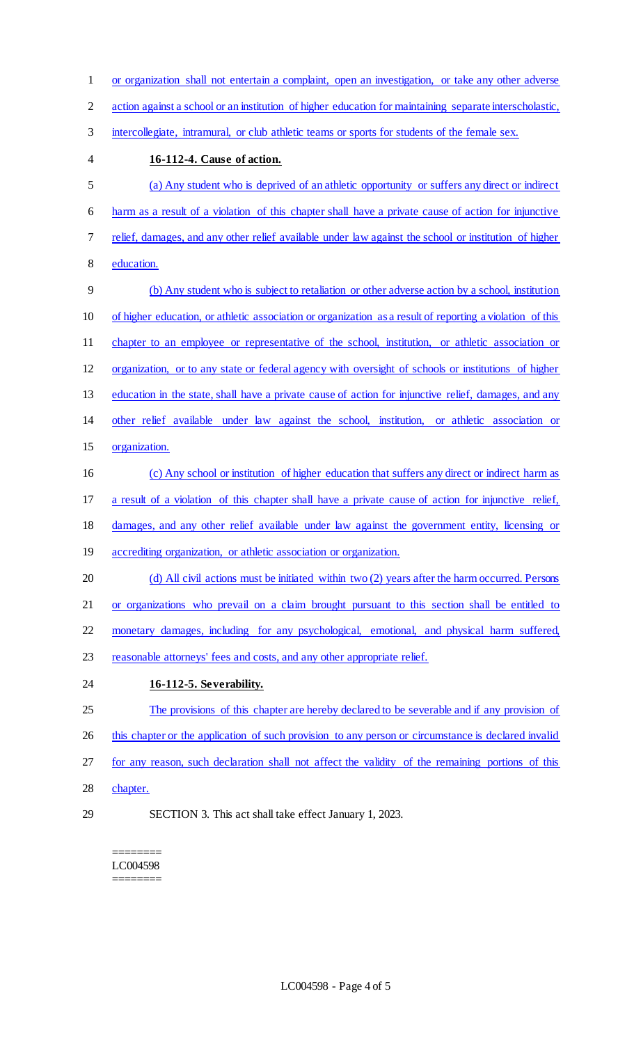or organization shall not entertain a complaint, open an investigation, or take any other adverse action against a school or an institution of higher education for maintaining separate interscholastic, intercollegiate, intramural, or club athletic teams or sports for students of the female sex.

**16-112-4. Cause of action.**

(a) Any student who is deprived of an athletic opportunity or suffers any direct or indirect harm as a result of a violation of this chapter shall have a private cause of action for injunctive relief, damages, and any other relief available under law against the school or institution of higher education.

(b) Any student who is subject to retaliation or other adverse action by a school, institution of higher education, or athletic association or organization as a result of reporting a violation of this chapter to an employee or representative of the school, institution, or athletic association or organization, or to any state or federal agency with oversight of schools or institutions of higher education in the state, shall have a private cause of action for injunctive relief, damages, and any other relief available under law against the school, institution, or athletic association or organization.

(c) Any school or institution of higher education that suffers any direct or indirect harm as a result of a violation of this chapter shall have a private cause of action for injunctive relief, damages, and any other relief available under law against the government entity, licensing or accrediting organization, or athletic association or organization.

(d) All civil actions must be initiated within two (2) years after the harm occurred. Persons or organizations who prevail on a claim brought pursuant to this section shall be entitled to monetary damages, including for any psychological, emotional, and physical harm suffered, reasonable attorneys' fees and costs, and any other appropriate relief.

**16-112-5. Severability.**

The provisions of this chapter are hereby declared to be severable and if any provision of this chapter or the application of such provision to any person or circumstance is declared invalid for any reason, such declaration shall not affect the validity of the remaining portions of this chapter.

SECTION 3. This act shall take effect January 1, 2023.

========
LC004598
========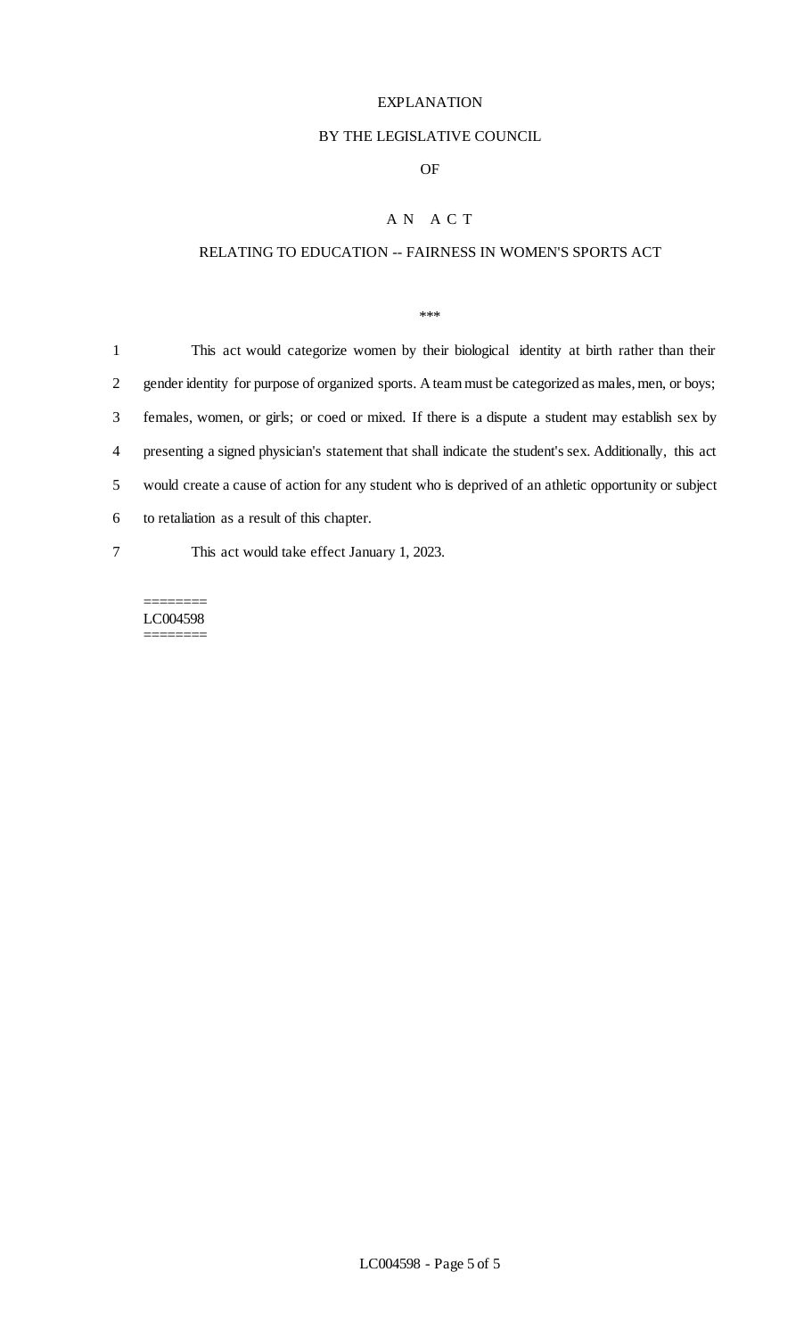EXPLANATION

BY THE LEGISLATIVE COUNCIL

OF

# A N A C T

RELATING TO EDUCATION -- FAIRNESS IN WOMEN'S SPORTS ACT

\*\*\*

This act would categorize women by their biological identity at birth rather than their gender identity for purpose of organized sports. A team must be categorized as males, men, or boys; females, women, or girls; or coed or mixed. If there is a dispute a student may establish sex by presenting a signed physician's statement that shall indicate the student's sex. Additionally, this act would create a cause of action for any student who is deprived of an athletic opportunity or subject to retaliation as a result of this chapter.

This act would take effect January 1, 2023.

========
LC004598
========